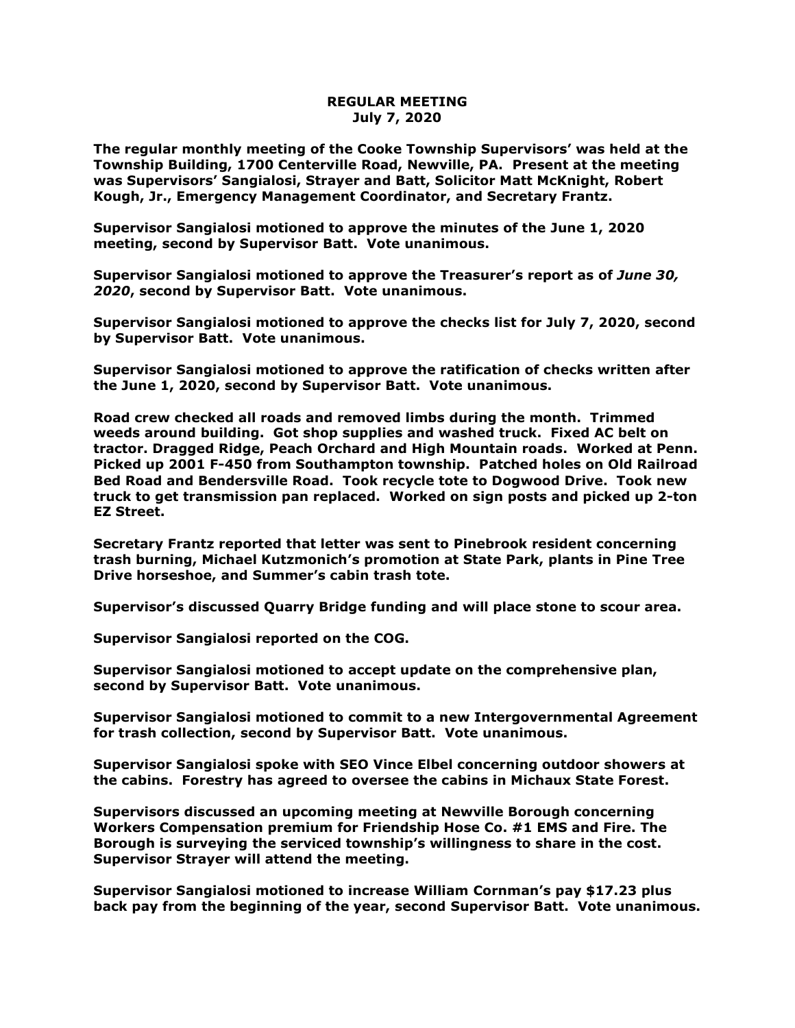**REGULAR MEETING**
**July 7, 2020**

**The regular monthly meeting of the Cooke Township Supervisors' was held at the Township Building, 1700 Centerville Road, Newville, PA. Present at the meeting was Supervisors' Sangialosi, Strayer and Batt, Solicitor Matt McKnight, Robert Kough, Jr., Emergency Management Coordinator, and Secretary Frantz.**

**Supervisor Sangialosi motioned to approve the minutes of the June 1, 2020 meeting, second by Supervisor Batt. Vote unanimous.**

**Supervisor Sangialosi motioned to approve the Treasurer's report as of *June 30, 2020*, second by Supervisor Batt. Vote unanimous.**

**Supervisor Sangialosi motioned to approve the checks list for July 7, 2020, second by Supervisor Batt. Vote unanimous.**

**Supervisor Sangialosi motioned to approve the ratification of checks written after the June 1, 2020, second by Supervisor Batt. Vote unanimous.**

**Road crew checked all roads and removed limbs during the month. Trimmed weeds around building. Got shop supplies and washed truck. Fixed AC belt on tractor. Dragged Ridge, Peach Orchard and High Mountain roads. Worked at Penn. Picked up 2001 F-450 from Southampton township. Patched holes on Old Railroad Bed Road and Bendersville Road. Took recycle tote to Dogwood Drive. Took new truck to get transmission pan replaced. Worked on sign posts and picked up 2-ton EZ Street.**

**Secretary Frantz reported that letter was sent to Pinebrook resident concerning trash burning, Michael Kutzmonich's promotion at State Park, plants in Pine Tree Drive horseshoe, and Summer's cabin trash tote.**

**Supervisor's discussed Quarry Bridge funding and will place stone to scour area.**

**Supervisor Sangialosi reported on the COG.**

**Supervisor Sangialosi motioned to accept update on the comprehensive plan, second by Supervisor Batt. Vote unanimous.**

**Supervisor Sangialosi motioned to commit to a new Intergovernmental Agreement for trash collection, second by Supervisor Batt. Vote unanimous.**

**Supervisor Sangialosi spoke with SEO Vince Elbel concerning outdoor showers at the cabins. Forestry has agreed to oversee the cabins in Michaux State Forest.**

**Supervisors discussed an upcoming meeting at Newville Borough concerning Workers Compensation premium for Friendship Hose Co. #1 EMS and Fire. The Borough is surveying the serviced township's willingness to share in the cost. Supervisor Strayer will attend the meeting.**

**Supervisor Sangialosi motioned to increase William Cornman's pay $17.23 plus back pay from the beginning of the year, second Supervisor Batt. Vote unanimous.**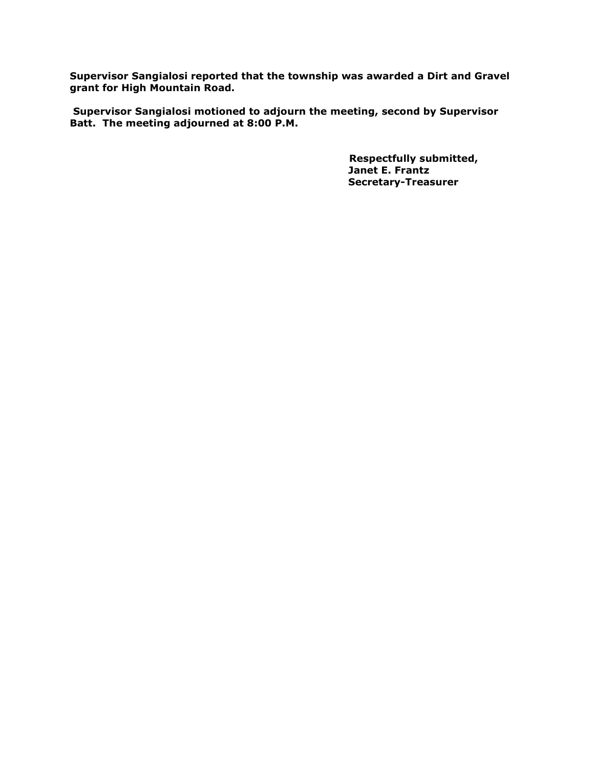**Supervisor Sangialosi reported that the township was awarded a Dirt and Gravel grant for High Mountain Road.**

**Supervisor Sangialosi motioned to adjourn the meeting, second by Supervisor Batt. The meeting adjourned at 8:00 P.M.**

**Respectfully submitted,**
**Janet E. Frantz**
**Secretary-Treasurer**